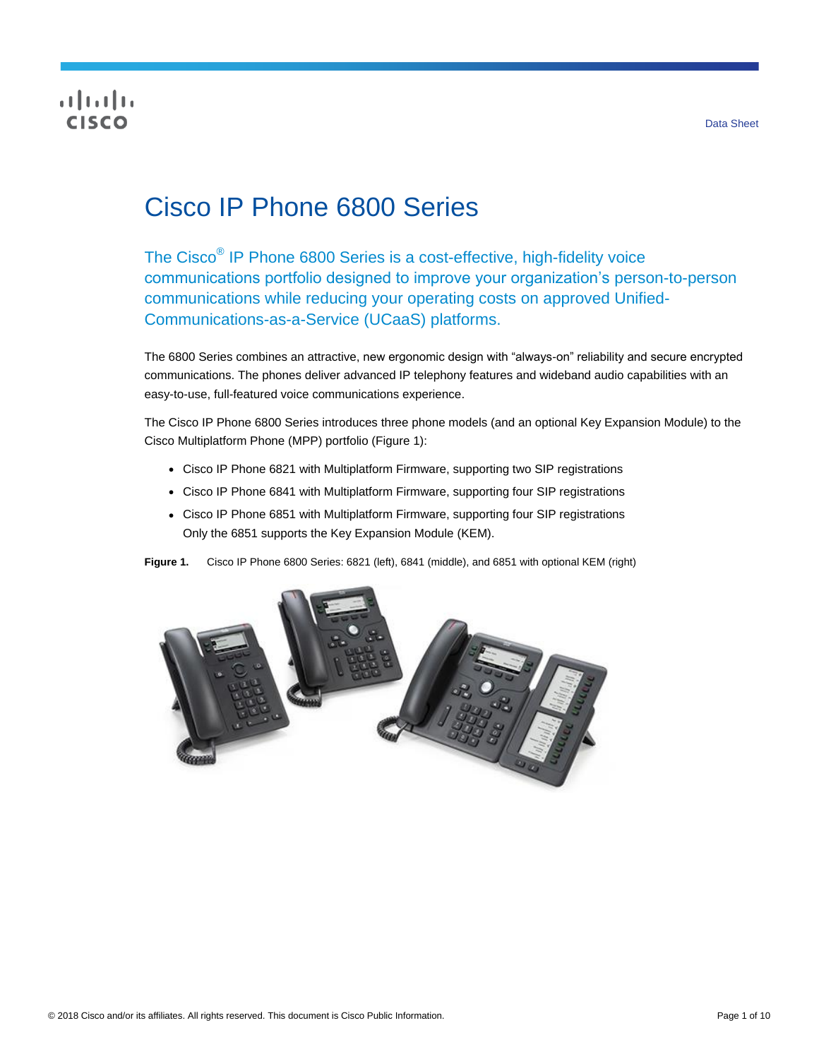# Cisco IP Phone 6800 Series

## The Cisco® IP Phone 6800 Series is a cost-effective, high-fidelity voice communications portfolio designed to improve your organization's person-to-person communications while reducing your operating costs on approved Unified-Communications-as-a-Service (UCaaS) platforms.

The 6800 Series combines an attractive, new ergonomic design with "always-on" reliability and secure encrypted communications. The phones deliver advanced IP telephony features and wideband audio capabilities with an easy-to-use, full-featured voice communications experience.

The Cisco IP Phone 6800 Series introduces three phone models (and an optional Key Expansion Module) to the Cisco Multiplatform Phone (MPP) portfolio (Figure 1):

- Cisco IP Phone 6821 with Multiplatform Firmware, supporting two SIP registrations
- Cisco IP Phone 6841 with Multiplatform Firmware, supporting four SIP registrations
- Cisco IP Phone 6851 with Multiplatform Firmware, supporting four SIP registrations
  Only the 6851 supports the Key Expansion Module (KEM).

**Figure 1.** Cisco IP Phone 6800 Series: 6821 (left), 6841 (middle), and 6851 with optional KEM (right)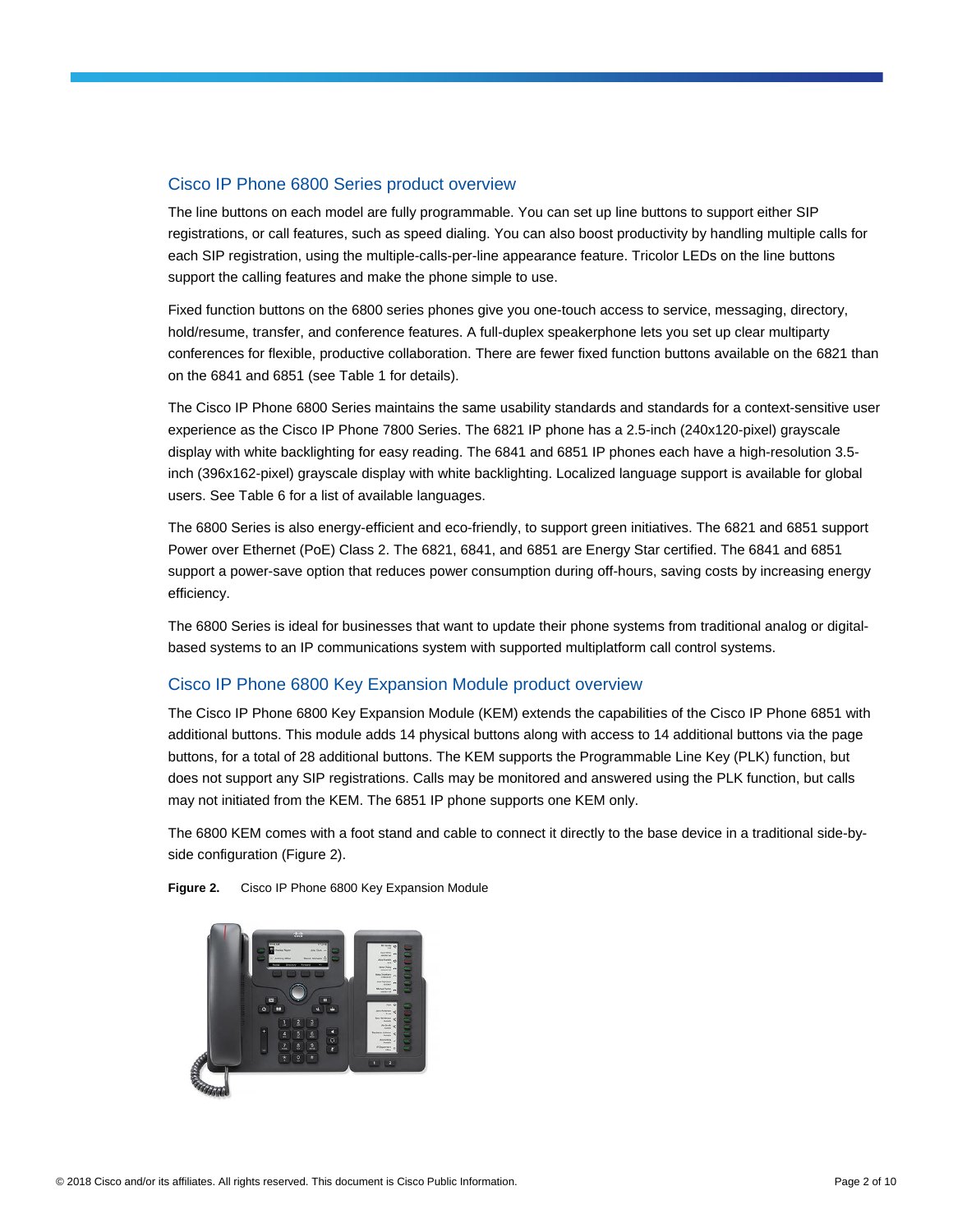## Cisco IP Phone 6800 Series product overview

The line buttons on each model are fully programmable. You can set up line buttons to support either SIP registrations, or call features, such as speed dialing. You can also boost productivity by handling multiple calls for each SIP registration, using the multiple-calls-per-line appearance feature. Tricolor LEDs on the line buttons support the calling features and make the phone simple to use.

Fixed function buttons on the 6800 series phones give you one-touch access to service, messaging, directory, hold/resume, transfer, and conference features. A full-duplex speakerphone lets you set up clear multiparty conferences for flexible, productive collaboration. There are fewer fixed function buttons available on the 6821 than on the 6841 and 6851 (see Table 1 for details).

The Cisco IP Phone 6800 Series maintains the same usability standards and standards for a context-sensitive user experience as the Cisco IP Phone 7800 Series. The 6821 IP phone has a 2.5-inch (240x120-pixel) grayscale display with white backlighting for easy reading. The 6841 and 6851 IP phones each have a high-resolution 3.5-inch (396x162-pixel) grayscale display with white backlighting. Localized language support is available for global users. See Table 6 for a list of available languages.

The 6800 Series is also energy-efficient and eco-friendly, to support green initiatives. The 6821 and 6851 support Power over Ethernet (PoE) Class 2. The 6821, 6841, and 6851 are Energy Star certified. The 6841 and 6851 support a power-save option that reduces power consumption during off-hours, saving costs by increasing energy efficiency.

The 6800 Series is ideal for businesses that want to update their phone systems from traditional analog or digital-based systems to an IP communications system with supported multiplatform call control systems.

## Cisco IP Phone 6800 Key Expansion Module product overview

The Cisco IP Phone 6800 Key Expansion Module (KEM) extends the capabilities of the Cisco IP Phone 6851 with additional buttons. This module adds 14 physical buttons along with access to 14 additional buttons via the page buttons, for a total of 28 additional buttons. The KEM supports the Programmable Line Key (PLK) function, but does not support any SIP registrations. Calls may be monitored and answered using the PLK function, but calls may not initiated from the KEM. The 6851 IP phone supports one KEM only.

The 6800 KEM comes with a foot stand and cable to connect it directly to the base device in a traditional side-by-side configuration (Figure 2).

**Figure 2.** Cisco IP Phone 6800 Key Expansion Module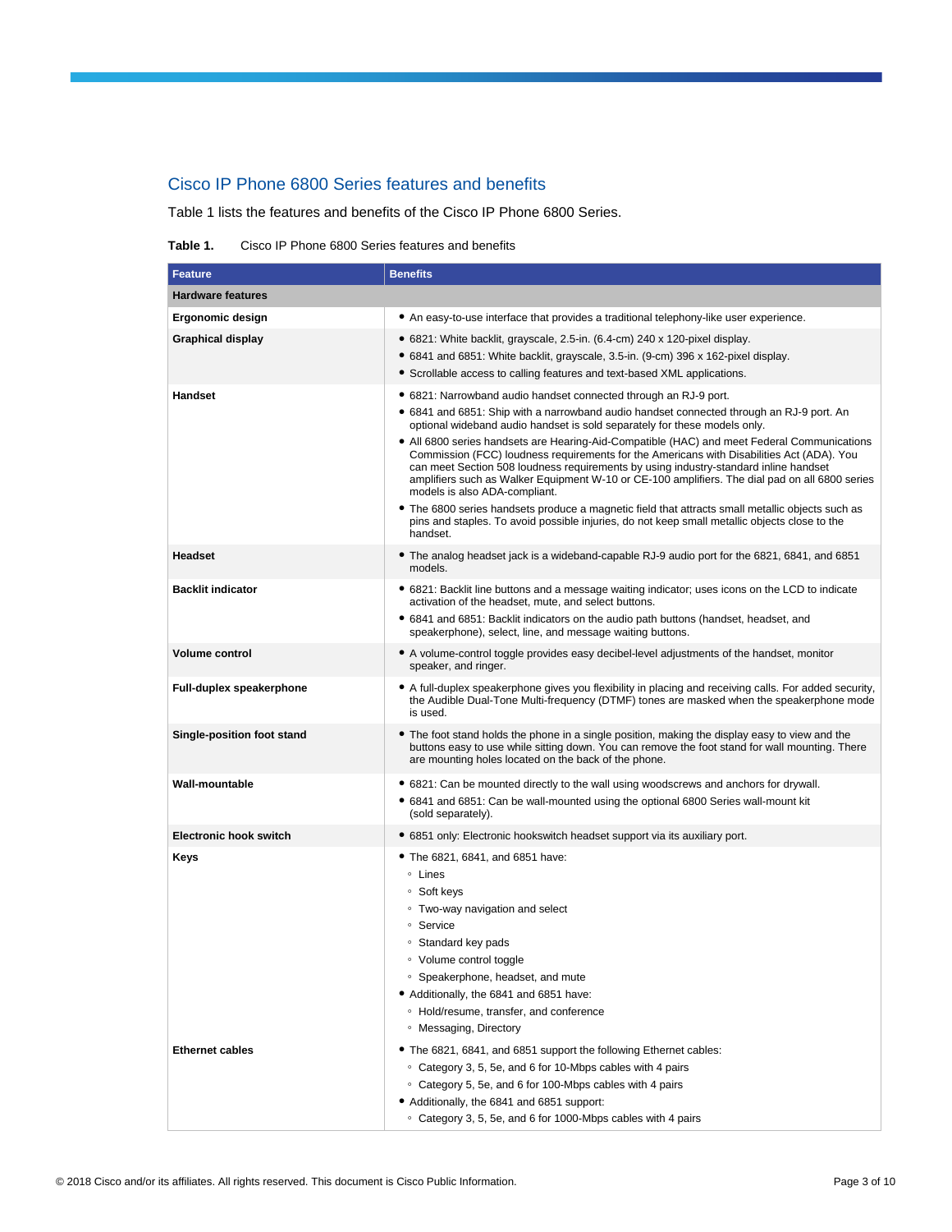## Cisco IP Phone 6800 Series features and benefits

Table 1 lists the features and benefits of the Cisco IP Phone 6800 Series.

**Table 1.** Cisco IP Phone 6800 Series features and benefits

| Feature | Benefits |
| --- | --- |
| **Hardware features** | |
| **Ergonomic design** | • An easy-to-use interface that provides a traditional telephony-like user experience. |
| **Graphical display** | • 6821: White backlit, grayscale, 2.5-in. (6.4-cm) 240 x 120-pixel display.<br>• 6841 and 6851: White backlit, grayscale, 3.5-in. (9-cm) 396 x 162-pixel display.<br>• Scrollable access to calling features and text-based XML applications. |
| **Handset** | • 6821: Narrowband audio handset connected through an RJ-9 port.<br>• 6841 and 6851: Ship with a narrowband audio handset connected through an RJ-9 port. An optional wideband audio handset is sold separately for these models only.<br>• All 6800 series handsets are Hearing-Aid-Compatible (HAC) and meet Federal Communications Commission (FCC) loudness requirements for the Americans with Disabilities Act (ADA). You can meet Section 508 loudness requirements by using industry-standard inline handset amplifiers such as Walker Equipment W-10 or CE-100 amplifiers. The dial pad on all 6800 series models is also ADA-compliant.<br>• The 6800 series handsets produce a magnetic field that attracts small metallic objects such as pins and staples. To avoid possible injuries, do not keep small metallic objects close to the handset. |
| **Headset** | • The analog headset jack is a wideband-capable RJ-9 audio port for the 6821, 6841, and 6851 models. |
| **Backlit indicator** | • 6821: Backlit line buttons and a message waiting indicator; uses icons on the LCD to indicate activation of the headset, mute, and select buttons.<br>• 6841 and 6851: Backlit indicators on the audio path buttons (handset, headset, and speakerphone), select, line, and message waiting buttons. |
| **Volume control** | • A volume-control toggle provides easy decibel-level adjustments of the handset, monitor speaker, and ringer. |
| **Full-duplex speakerphone** | • A full-duplex speakerphone gives you flexibility in placing and receiving calls. For added security, the Audible Dual-Tone Multi-frequency (DTMF) tones are masked when the speakerphone mode is used. |
| **Single-position foot stand** | • The foot stand holds the phone in a single position, making the display easy to view and the buttons easy to use while sitting down. You can remove the foot stand for wall mounting. There are mounting holes located on the back of the phone. |
| **Wall-mountable** | • 6821: Can be mounted directly to the wall using woodscrews and anchors for drywall.<br>• 6841 and 6851: Can be wall-mounted using the optional 6800 Series wall-mount kit (sold separately). |
| **Electronic hook switch** | • 6851 only: Electronic hookswitch headset support via its auxiliary port. |
| **Keys** | • The 6821, 6841, and 6851 have:<br>◦ Lines<br>◦ Soft keys<br>◦ Two-way navigation and select<br>◦ Service<br>◦ Standard key pads<br>◦ Volume control toggle<br>◦ Speakerphone, headset, and mute<br>• Additionally, the 6841 and 6851 have:<br>◦ Hold/resume, transfer, and conference<br>◦ Messaging, Directory |
| **Ethernet cables** | • The 6821, 6841, and 6851 support the following Ethernet cables:<br>◦ Category 3, 5, 5e, and 6 for 10-Mbps cables with 4 pairs<br>◦ Category 5, 5e, and 6 for 100-Mbps cables with 4 pairs<br>• Additionally, the 6841 and 6851 support:<br>◦ Category 3, 5, 5e, and 6 for 1000-Mbps cables with 4 pairs |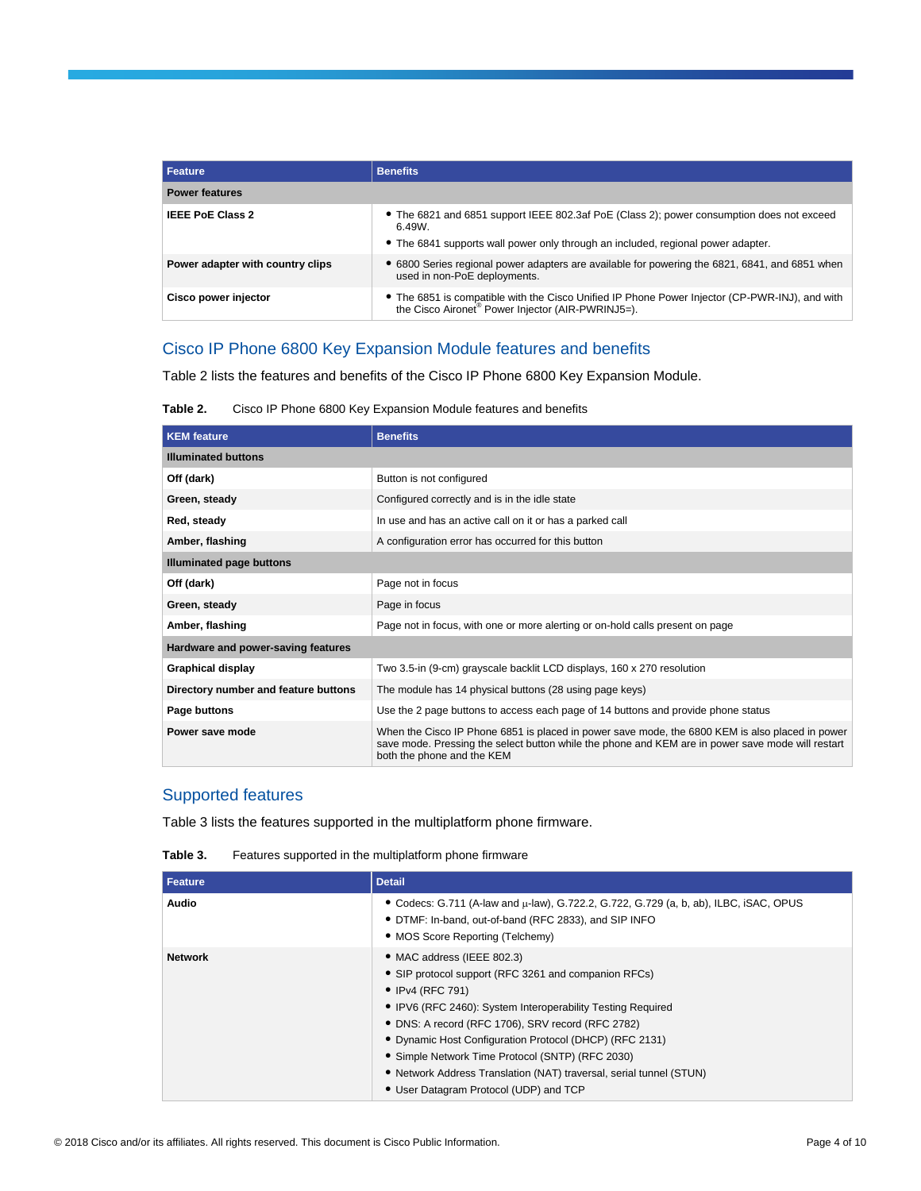| Feature | Benefits |
| --- | --- |
| **Power features** | |
| **IEEE PoE Class 2** | • The 6821 and 6851 support IEEE 802.3af PoE (Class 2); power consumption does not exceed 6.49W.<br>• The 6841 supports wall power only through an included, regional power adapter. |
| **Power adapter with country clips** | • 6800 Series regional power adapters are available for powering the 6821, 6841, and 6851 when used in non-PoE deployments. |
| **Cisco power injector** | • The 6851 is compatible with the Cisco Unified IP Phone Power Injector (CP-PWR-INJ), and with the Cisco Aironet® Power Injector (AIR-PWRINJ5=). |

## Cisco IP Phone 6800 Key Expansion Module features and benefits

Table 2 lists the features and benefits of the Cisco IP Phone 6800 Key Expansion Module.

**Table 2.** Cisco IP Phone 6800 Key Expansion Module features and benefits

| KEM feature | Benefits |
| --- | --- |
| **Illuminated buttons** | |
| **Off (dark)** | Button is not configured |
| **Green, steady** | Configured correctly and is in the idle state |
| **Red, steady** | In use and has an active call on it or has a parked call |
| **Amber, flashing** | A configuration error has occurred for this button |
| **Illuminated page buttons** | |
| **Off (dark)** | Page not in focus |
| **Green, steady** | Page in focus |
| **Amber, flashing** | Page not in focus, with one or more alerting or on-hold calls present on page |
| **Hardware and power-saving features** | |
| **Graphical display** | Two 3.5-in (9-cm) grayscale backlit LCD displays, 160 x 270 resolution |
| **Directory number and feature buttons** | The module has 14 physical buttons (28 using page keys) |
| **Page buttons** | Use the 2 page buttons to access each page of 14 buttons and provide phone status |
| **Power save mode** | When the Cisco IP Phone 6851 is placed in power save mode, the 6800 KEM is also placed in power save mode. Pressing the select button while the phone and KEM are in power save mode will restart both the phone and the KEM |

## Supported features

Table 3 lists the features supported in the multiplatform phone firmware.

**Table 3.** Features supported in the multiplatform phone firmware

| Feature | Detail |
| --- | --- |
| **Audio** | • Codecs: G.711 (A-law and μ-law), G.722.2, G.722, G.729 (a, b, ab), ILBC, iSAC, OPUS<br>• DTMF: In-band, out-of-band (RFC 2833), and SIP INFO<br>• MOS Score Reporting (Telchemy) |
| **Network** | • MAC address (IEEE 802.3)<br>• SIP protocol support (RFC 3261 and companion RFCs)<br>• IPv4 (RFC 791)<br>• IPV6 (RFC 2460): System Interoperability Testing Required<br>• DNS: A record (RFC 1706), SRV record (RFC 2782)<br>• Dynamic Host Configuration Protocol (DHCP) (RFC 2131)<br>• Simple Network Time Protocol (SNTP) (RFC 2030)<br>• Network Address Translation (NAT) traversal, serial tunnel (STUN)<br>• User Datagram Protocol (UDP) and TCP |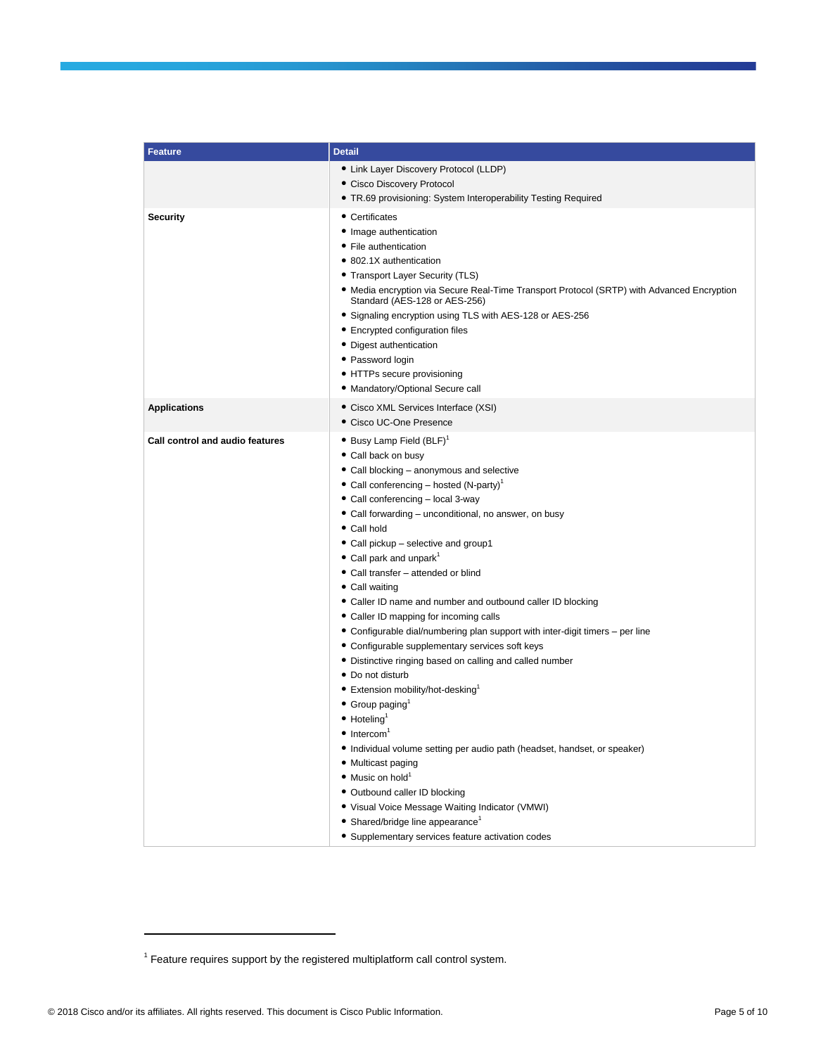| Feature | Detail |
|---|---|
| | • Link Layer Discovery Protocol (LLDP)<br>• Cisco Discovery Protocol<br>• TR.69 provisioning: System Interoperability Testing Required |
| **Security** | • Certificates<br>• Image authentication<br>• File authentication<br>• 802.1X authentication<br>• Transport Layer Security (TLS)<br>• Media encryption via Secure Real-Time Transport Protocol (SRTP) with Advanced Encryption Standard (AES-128 or AES-256)<br>• Signaling encryption using TLS with AES-128 or AES-256<br>• Encrypted configuration files<br>• Digest authentication<br>• Password login<br>• HTTPs secure provisioning<br>• Mandatory/Optional Secure call |
| **Applications** | • Cisco XML Services Interface (XSI)<br>• Cisco UC-One Presence |
| **Call control and audio features** | • Busy Lamp Field (BLF)[1]<br>• Call back on busy<br>• Call blocking – anonymous and selective<br>• Call conferencing – hosted (N-party)[1]<br>• Call conferencing – local 3-way<br>• Call forwarding – unconditional, no answer, on busy<br>• Call hold<br>• Call pickup – selective and group1<br>• Call park and unpark[1]<br>• Call transfer – attended or blind<br>• Call waiting<br>• Caller ID name and number and outbound caller ID blocking<br>• Caller ID mapping for incoming calls<br>• Configurable dial/numbering plan support with inter-digit timers – per line<br>• Configurable supplementary services soft keys<br>• Distinctive ringing based on calling and called number<br>• Do not disturb<br>• Extension mobility/hot-desking[1]<br>• Group paging[1]<br>• Hoteling[1]<br>• Intercom[1]<br>• Individual volume setting per audio path (headset, handset, or speaker)<br>• Multicast paging<br>• Music on hold[1]<br>• Outbound caller ID blocking<br>• Visual Voice Message Waiting Indicator (VMWI)<br>• Shared/bridge line appearance[1]<br>• Supplementary services feature activation codes |

[1] Feature requires support by the registered multiplatform call control system.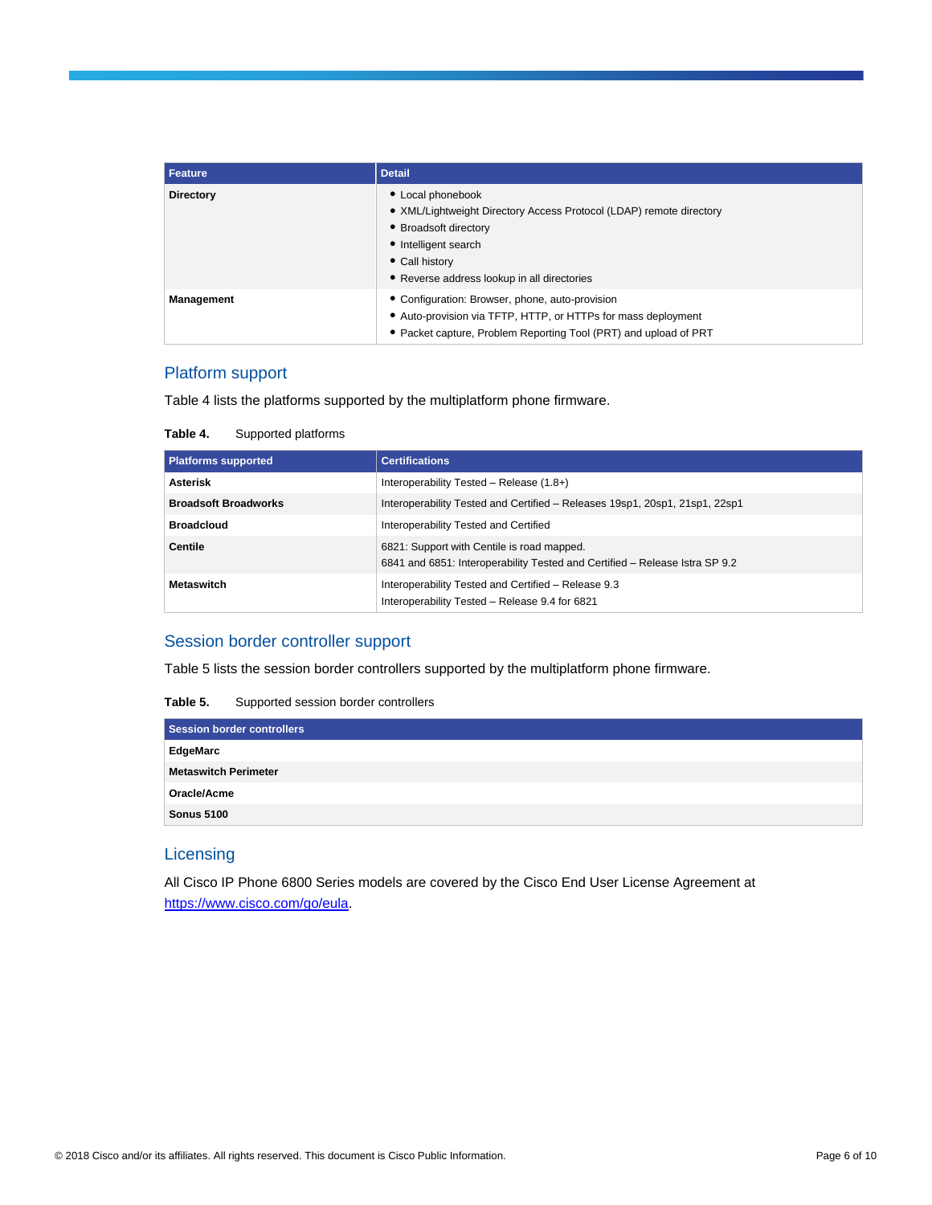| Feature | Detail |
| --- | --- |
| **Directory** | • Local phonebook<br>• XML/Lightweight Directory Access Protocol (LDAP) remote directory<br>• Broadsoft directory<br>• Intelligent search<br>• Call history<br>• Reverse address lookup in all directories |
| **Management** | • Configuration: Browser, phone, auto-provision<br>• Auto-provision via TFTP, HTTP, or HTTPs for mass deployment<br>• Packet capture, Problem Reporting Tool (PRT) and upload of PRT |

## Platform support

Table 4 lists the platforms supported by the multiplatform phone firmware.

**Table 4.** Supported platforms

| Platforms supported | Certifications |
| --- | --- |
| **Asterisk** | Interoperability Tested – Release (1.8+) |
| **Broadsoft Broadworks** | Interoperability Tested and Certified – Releases 19sp1, 20sp1, 21sp1, 22sp1 |
| **Broadcloud** | Interoperability Tested and Certified |
| **Centile** | 6821: Support with Centile is road mapped.<br>6841 and 6851: Interoperability Tested and Certified – Release Istra SP 9.2 |
| **Metaswitch** | Interoperability Tested and Certified – Release 9.3<br>Interoperability Tested – Release 9.4 for 6821 |

## Session border controller support

Table 5 lists the session border controllers supported by the multiplatform phone firmware.

**Table 5.** Supported session border controllers

| Session border controllers |
| --- |
| **EdgeMarc** |
| **Metaswitch Perimeter** |
| **Oracle/Acme** |
| **Sonus 5100** |

## Licensing

All Cisco IP Phone 6800 Series models are covered by the Cisco End User License Agreement at https://www.cisco.com/go/eula.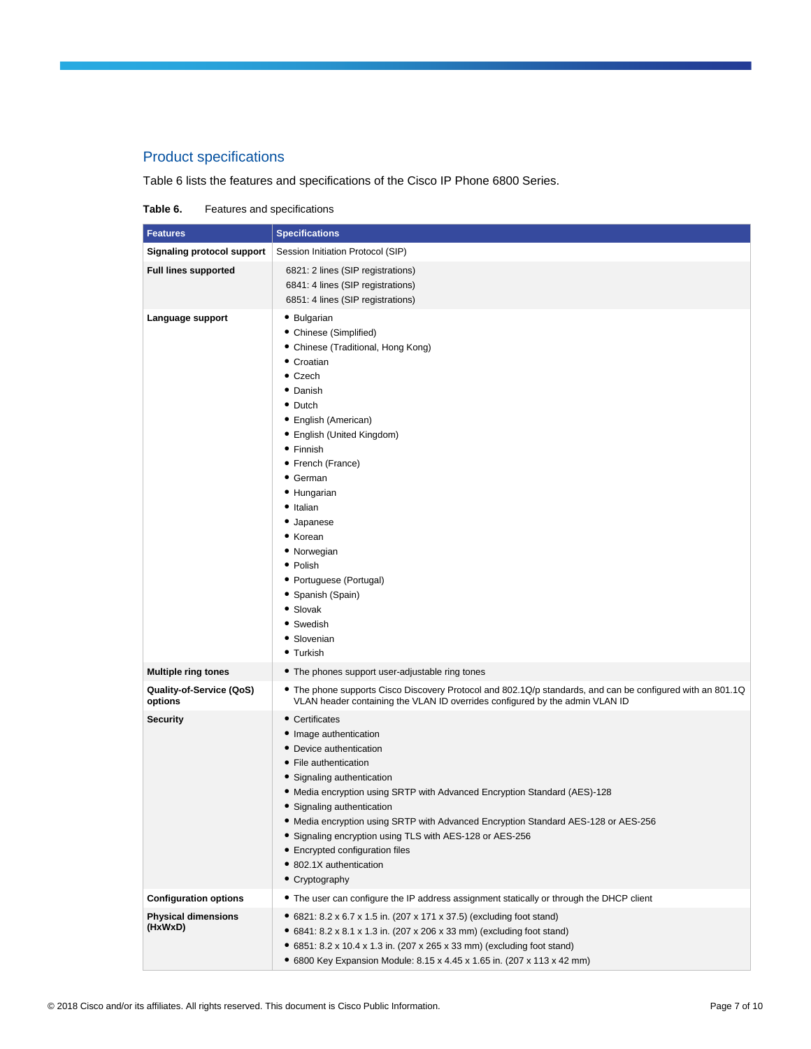## Product specifications

Table 6 lists the features and specifications of the Cisco IP Phone 6800 Series.

**Table 6.** Features and specifications

| Features | Specifications |
| --- | --- |
| **Signaling protocol support** | Session Initiation Protocol (SIP) |
| **Full lines supported** | 6821: 2 lines (SIP registrations)<br>6841: 4 lines (SIP registrations)<br>6851: 4 lines (SIP registrations) |
| **Language support** | • Bulgarian<br>• Chinese (Simplified)<br>• Chinese (Traditional, Hong Kong)<br>• Croatian<br>• Czech<br>• Danish<br>• Dutch<br>• English (American)<br>• English (United Kingdom)<br>• Finnish<br>• French (France)<br>• German<br>• Hungarian<br>• Italian<br>• Japanese<br>• Korean<br>• Norwegian<br>• Polish<br>• Portuguese (Portugal)<br>• Spanish (Spain)<br>• Slovak<br>• Swedish<br>• Slovenian<br>• Turkish |
| **Multiple ring tones** | • The phones support user-adjustable ring tones |
| **Quality-of-Service (QoS) options** | • The phone supports Cisco Discovery Protocol and 802.1Q/p standards, and can be configured with an 801.1Q VLAN header containing the VLAN ID overrides configured by the admin VLAN ID |
| **Security** | • Certificates<br>• Image authentication<br>• Device authentication<br>• File authentication<br>• Signaling authentication<br>• Media encryption using SRTP with Advanced Encryption Standard (AES)-128<br>• Signaling authentication<br>• Media encryption using SRTP with Advanced Encryption Standard AES-128 or AES-256<br>• Signaling encryption using TLS with AES-128 or AES-256<br>• Encrypted configuration files<br>• 802.1X authentication<br>• Cryptography |
| **Configuration options** | • The user can configure the IP address assignment statically or through the DHCP client |
| **Physical dimensions (HxWxD)** | • 6821: 8.2 x 6.7 x 1.5 in. (207 x 171 x 37.5) (excluding foot stand)<br>• 6841: 8.2 x 8.1 x 1.3 in. (207 x 206 x 33 mm) (excluding foot stand)<br>• 6851: 8.2 x 10.4 x 1.3 in. (207 x 265 x 33 mm) (excluding foot stand)<br>• 6800 Key Expansion Module: 8.15 x 4.45 x 1.65 in. (207 x 113 x 42 mm) |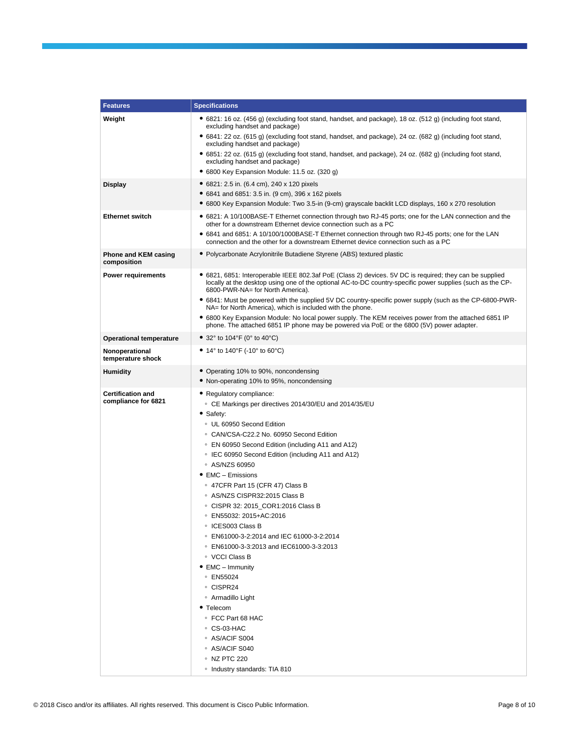| Features | Specifications |
| --- | --- |
| **Weight** | • 6821: 16 oz. (456 g) (excluding foot stand, handset, and package), 18 oz. (512 g) (including foot stand, excluding handset and package)<br>• 6841: 22 oz. (615 g) (excluding foot stand, handset, and package), 24 oz. (682 g) (including foot stand, excluding handset and package)<br>• 6851: 22 oz. (615 g) (excluding foot stand, handset, and package), 24 oz. (682 g) (including foot stand, excluding handset and package)<br>• 6800 Key Expansion Module: 11.5 oz. (320 g) |
| **Display** | • 6821: 2.5 in. (6.4 cm), 240 x 120 pixels<br>• 6841 and 6851: 3.5 in. (9 cm), 396 x 162 pixels<br>• 6800 Key Expansion Module: Two 3.5-in (9-cm) grayscale backlit LCD displays, 160 x 270 resolution |
| **Ethernet switch** | • 6821: A 10/100BASE-T Ethernet connection through two RJ-45 ports; one for the LAN connection and the other for a downstream Ethernet device connection such as a PC<br>• 6841 and 6851: A 10/100/1000BASE-T Ethernet connection through two RJ-45 ports; one for the LAN connection and the other for a downstream Ethernet device connection such as a PC |
| **Phone and KEM casing composition** | • Polycarbonate Acrylonitrile Butadiene Styrene (ABS) textured plastic |
| **Power requirements** | • 6821, 6851: Interoperable IEEE 802.3af PoE (Class 2) devices. 5V DC is required; they can be supplied locally at the desktop using one of the optional AC-to-DC country-specific power supplies (such as the CP-6800-PWR-NA= for North America).<br>• 6841: Must be powered with the supplied 5V DC country-specific power supply (such as the CP-6800-PWR-NA= for North America), which is included with the phone.<br>• 6800 Key Expansion Module: No local power supply. The KEM receives power from the attached 6851 IP phone. The attached 6851 IP phone may be powered via PoE or the 6800 (5V) power adapter. |
| **Operational temperature** | • 32° to 104°F (0° to 40°C) |
| **Nonoperational temperature shock** | • 14° to 140°F (-10° to 60°C) |
| **Humidity** | • Operating 10% to 90%, noncondensing<br>• Non-operating 10% to 95%, noncondensing |
| **Certification and compliance for 6821** | • Regulatory compliance:<br>◦ CE Markings per directives 2014/30/EU and 2014/35/EU<br>• Safety:<br>◦ UL 60950 Second Edition<br>◦ CAN/CSA-C22.2 No. 60950 Second Edition<br>◦ EN 60950 Second Edition (including A11 and A12)<br>◦ IEC 60950 Second Edition (including A11 and A12)<br>◦ AS/NZS 60950<br>• EMC – Emissions<br>◦ 47CFR Part 15 (CFR 47) Class B<br>◦ AS/NZS CISPR32:2015 Class B<br>◦ CISPR 32: 2015_COR1:2016 Class B<br>◦ EN55032: 2015+AC:2016<br>◦ ICES003 Class B<br>◦ EN61000-3-2:2014 and IEC 61000-3-2:2014<br>◦ EN61000-3-3:2013 and IEC61000-3-3:2013<br>◦ VCCI Class B<br>• EMC – Immunity<br>◦ EN55024<br>◦ CISPR24<br>◦ Armadillo Light<br>• Telecom<br>◦ FCC Part 68 HAC<br>◦ CS-03-HAC<br>◦ AS/ACIF S004<br>◦ AS/ACIF S040<br>◦ NZ PTC 220<br>◦ Industry standards: TIA 810 |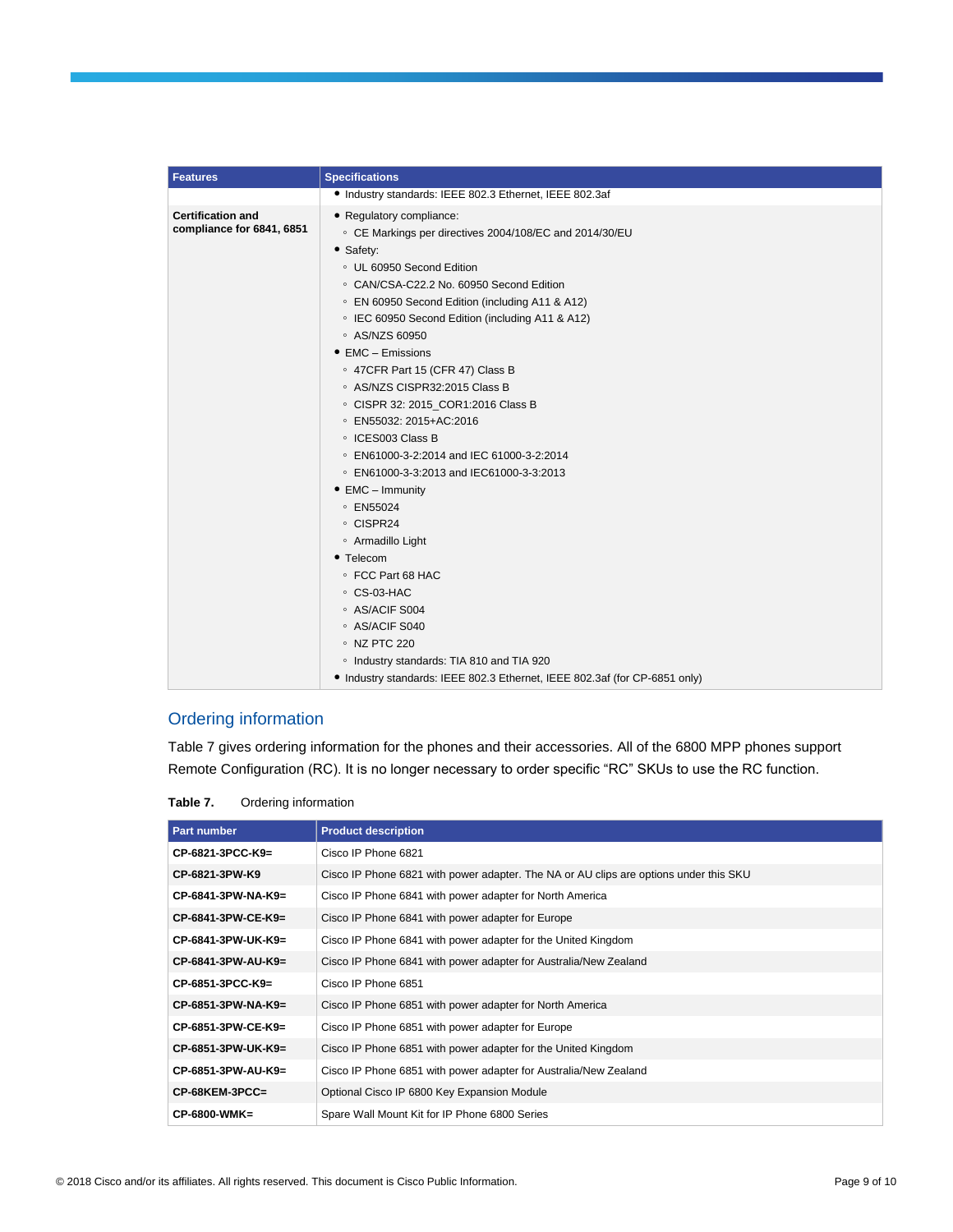| Features | Specifications |
| --- | --- |
| | • Industry standards: IEEE 802.3 Ethernet, IEEE 802.3af |
| **Certification and compliance for 6841, 6851** | • Regulatory compliance:<br>◦ CE Markings per directives 2004/108/EC and 2014/30/EU<br>• Safety:<br>◦ UL 60950 Second Edition<br>◦ CAN/CSA-C22.2 No. 60950 Second Edition<br>◦ EN 60950 Second Edition (including A11 & A12)<br>◦ IEC 60950 Second Edition (including A11 & A12)<br>◦ AS/NZS 60950<br>• EMC – Emissions<br>◦ 47CFR Part 15 (CFR 47) Class B<br>◦ AS/NZS CISPR32:2015 Class B<br>◦ CISPR 32: 2015_COR1:2016 Class B<br>◦ EN55032: 2015+AC:2016<br>◦ ICES003 Class B<br>◦ EN61000-3-2:2014 and IEC 61000-3-2:2014<br>◦ EN61000-3-3:2013 and IEC61000-3-3:2013<br>• EMC – Immunity<br>◦ EN55024<br>◦ CISPR24<br>◦ Armadillo Light<br>• Telecom<br>◦ FCC Part 68 HAC<br>◦ CS-03-HAC<br>◦ AS/ACIF S004<br>◦ AS/ACIF S040<br>◦ NZ PTC 220<br>◦ Industry standards: TIA 810 and TIA 920<br>• Industry standards: IEEE 802.3 Ethernet, IEEE 802.3af (for CP-6851 only) |

## Ordering information

Table 7 gives ordering information for the phones and their accessories. All of the 6800 MPP phones support Remote Configuration (RC). It is no longer necessary to order specific “RC” SKUs to use the RC function.

**Table 7.** Ordering information

| Part number | Product description |
| --- | --- |
| **CP-6821-3PCC-K9=** | Cisco IP Phone 6821 |
| **CP-6821-3PW-K9** | Cisco IP Phone 6821 with power adapter. The NA or AU clips are options under this SKU |
| **CP-6841-3PW-NA-K9=** | Cisco IP Phone 6841 with power adapter for North America |
| **CP-6841-3PW-CE-K9=** | Cisco IP Phone 6841 with power adapter for Europe |
| **CP-6841-3PW-UK-K9=** | Cisco IP Phone 6841 with power adapter for the United Kingdom |
| **CP-6841-3PW-AU-K9=** | Cisco IP Phone 6841 with power adapter for Australia/New Zealand |
| **CP-6851-3PCC-K9=** | Cisco IP Phone 6851 |
| **CP-6851-3PW-NA-K9=** | Cisco IP Phone 6851 with power adapter for North America |
| **CP-6851-3PW-CE-K9=** | Cisco IP Phone 6851 with power adapter for Europe |
| **CP-6851-3PW-UK-K9=** | Cisco IP Phone 6851 with power adapter for the United Kingdom |
| **CP-6851-3PW-AU-K9=** | Cisco IP Phone 6851 with power adapter for Australia/New Zealand |
| **CP-68KEM-3PCC=** | Optional Cisco IP 6800 Key Expansion Module |
| **CP-6800-WMK=** | Spare Wall Mount Kit for IP Phone 6800 Series |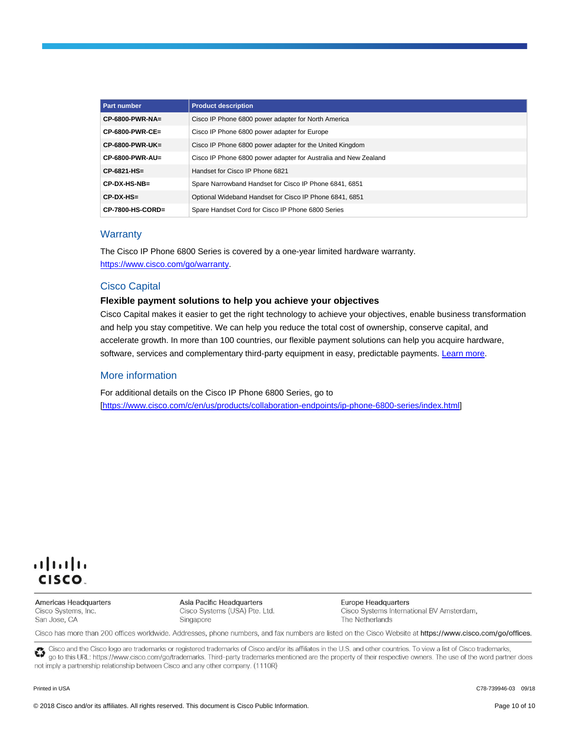| Part number | Product description |
| --- | --- |
| **CP-6800-PWR-NA=** | Cisco IP Phone 6800 power adapter for North America |
| **CP-6800-PWR-CE=** | Cisco IP Phone 6800 power adapter for Europe |
| **CP-6800-PWR-UK=** | Cisco IP Phone 6800 power adapter for the United Kingdom |
| **CP-6800-PWR-AU=** | Cisco IP Phone 6800 power adapter for Australia and New Zealand |
| **CP-6821-HS=** | Handset for Cisco IP Phone 6821 |
| **CP-DX-HS-NB=** | Spare Narrowband Handset for Cisco IP Phone 6841, 6851 |
| **CP-DX-HS=** | Optional Wideband Handset for Cisco IP Phone 6841, 6851 |
| **CP-7800-HS-CORD=** | Spare Handset Cord for Cisco IP Phone 6800 Series |

## Warranty

The Cisco IP Phone 6800 Series is covered by a one-year limited hardware warranty. https://www.cisco.com/go/warranty.

## Cisco Capital

### Flexible payment solutions to help you achieve your objectives

Cisco Capital makes it easier to get the right technology to achieve your objectives, enable business transformation and help you stay competitive. We can help you reduce the total cost of ownership, conserve capital, and accelerate growth. In more than 100 countries, our flexible payment solutions can help you acquire hardware, software, services and complementary third-party equipment in easy, predictable payments. Learn more.

## More information

For additional details on the Cisco IP Phone 6800 Series, go to [https://www.cisco.com/c/en/us/products/collaboration-endpoints/ip-phone-6800-series/index.html]

Americas Headquarters
Cisco Systems, Inc.
San Jose, CA

Asia Pacific Headquarters
Cisco Systems (USA) Pte. Ltd.
Singapore

Europe Headquarters
Cisco Systems International BV Amsterdam,
The Netherlands

Cisco has more than 200 offices worldwide. Addresses, phone numbers, and fax numbers are listed on the Cisco Website at **https://www.cisco.com/go/offices.**

Cisco and the Cisco logo are trademarks or registered trademarks of Cisco and/or its affiliates in the U.S. and other countries. To view a list of Cisco trademarks, go to this URL: https://www.cisco.com/go/trademarks. Third-party trademarks mentioned are the property of their respective owners. The use of the word partner does not imply a partnership relationship between Cisco and any other company. (1110R)

Printed in USA

C78-739946-03 09/18

© 2018 Cisco and/or its affiliates. All rights reserved. This document is Cisco Public Information.